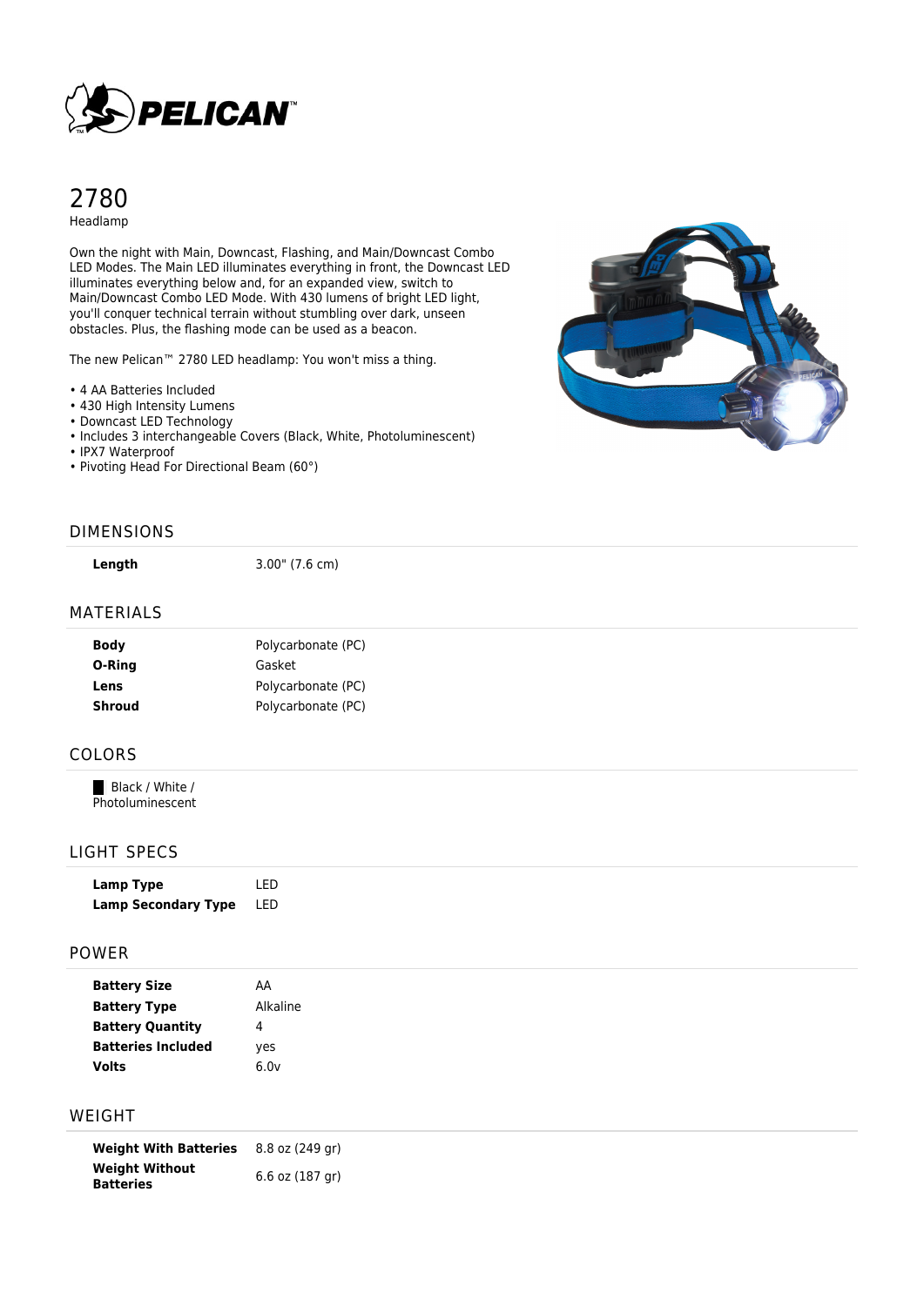PELICAN™

# 2780

Headlamp

Own the night with Main, Downcast, Flashing, and Main/Downcast Combo LED Modes. The Main LED illuminates everything in front, the Downcast LED illuminates everything below and, for an expanded view, switch to Main/Downcast Combo LED Mode. With 430 lumens of bright LED light, you'll conquer technical terrain without stumbling over dark, unseen obstacles. Plus, the flashing mode can be used as a beacon.

The new Pelican™ 2780 LED headlamp: You won't miss a thing.

- 4 AA Batteries Included
- 430 High Intensity Lumens
- Downcast LED Technology
- Includes 3 interchangeable Covers (Black, White, Photoluminescent)
- IPX7 Waterproof
- Pivoting Head For Directional Beam (60°)

## DIMENSIONS

| | |
|---|---|
| **Length** | 3.00" (7.6 cm) |

## MATERIALS

| | |
|---|---|
| **Body** | Polycarbonate (PC) |
| **O-Ring** | Gasket |
| **Lens** | Polycarbonate (PC) |
| **Shroud** | Polycarbonate (PC) |

## COLORS

Black / White / Photoluminescent

## LIGHT SPECS

| | |
|---|---|
| **Lamp Type** | LED |
| **Lamp Secondary Type** | LED |

## POWER

| | |
|---|---|
| **Battery Size** | AA |
| **Battery Type** | Alkaline |
| **Battery Quantity** | 4 |
| **Batteries Included** | yes |
| **Volts** | 6.0v |

## WEIGHT

| | |
|---|---|
| **Weight With Batteries** | 8.8 oz (249 gr) |
| **Weight Without Batteries** | 6.6 oz (187 gr) |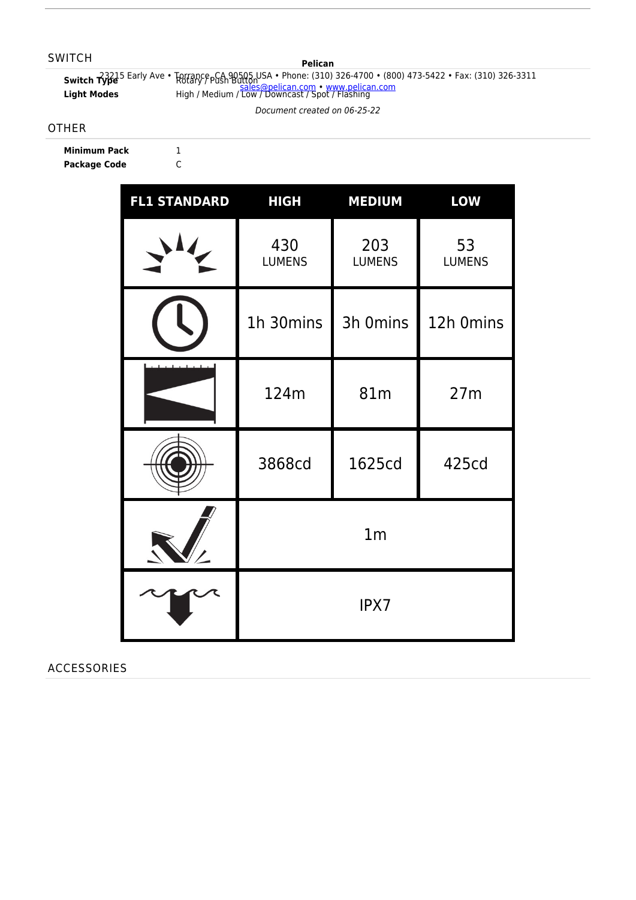## SWITCH

**Switch Type** Rotary / Push Button
**Light Modes** High / Medium / Low / Downcast / Spot / Flashing

## OTHER

**Minimum Pack** 1
**Package Code** C

| FL1 STANDARD | HIGH | MEDIUM | LOW |
|---|---|---|---|
| | 430 LUMENS | 203 LUMENS | 53 LUMENS |
| | 1h 30mins | 3h 0mins | 12h 0mins |
| | 124m | 81m | 27m |
| | 3868cd | 1625cd | 425cd |
| | 1m | | |
| | IPX7 | | |

## ACCESSORIES